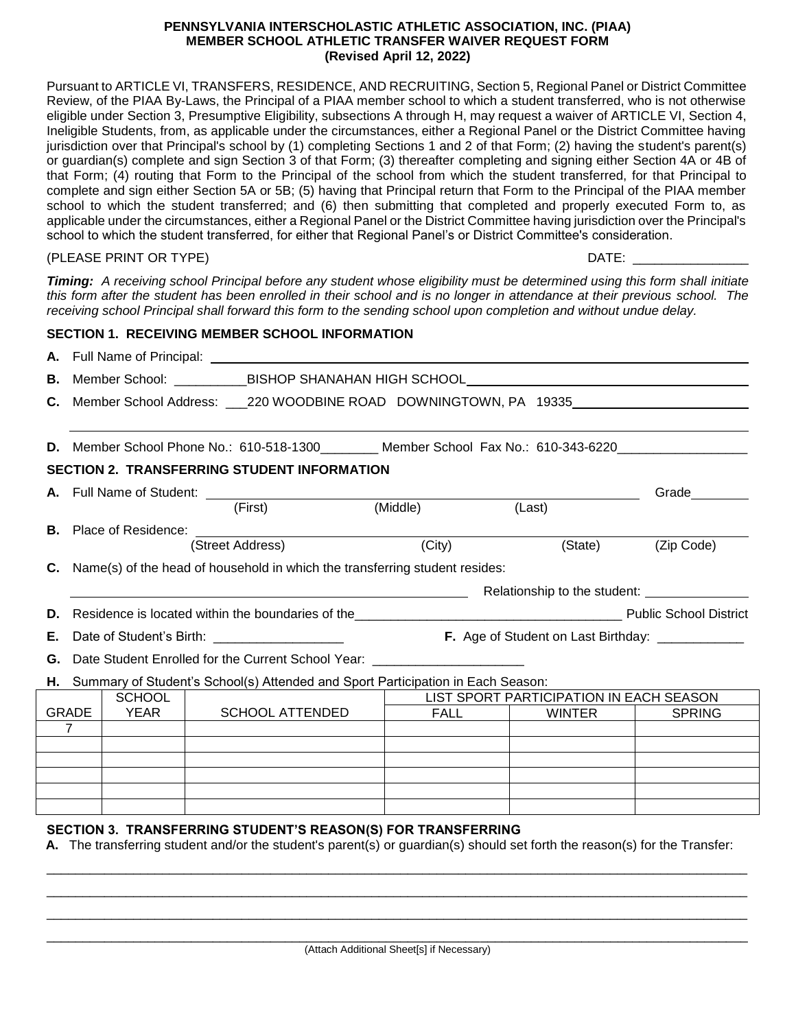**PENNSYLVANIA INTERSCHOLASTIC ATHLETIC ASSOCIATION, INC. (PIAA)**
**MEMBER SCHOOL ATHLETIC TRANSFER WAIVER REQUEST FORM**
**(Revised April 12, 2022)**

Pursuant to ARTICLE VI, TRANSFERS, RESIDENCE, AND RECRUITING, Section 5, Regional Panel or District Committee Review, of the PIAA By-Laws, the Principal of a PIAA member school to which a student transferred, who is not otherwise eligible under Section 3, Presumptive Eligibility, subsections A through H, may request a waiver of ARTICLE VI, Section 4, Ineligible Students, from, as applicable under the circumstances, either a Regional Panel or the District Committee having jurisdiction over that Principal's school by (1) completing Sections 1 and 2 of that Form; (2) having the student's parent(s) or guardian(s) complete and sign Section 3 of that Form; (3) thereafter completing and signing either Section 4A or 4B of that Form; (4) routing that Form to the Principal of the school from which the student transferred, for that Principal to complete and sign either Section 5A or 5B; (5) having that Principal return that Form to the Principal of the PIAA member school to which the student transferred; and (6) then submitting that completed and properly executed Form to, as applicable under the circumstances, either a Regional Panel or the District Committee having jurisdiction over the Principal's school to which the student transferred, for either that Regional Panel's or District Committee's consideration.

(PLEASE PRINT OR TYPE) DATE: ________________

***Timing:*** *A receiving school Principal before any student whose eligibility must be determined using this form shall initiate this form after the student has been enrolled in their school and is no longer in attendance at their previous school. The receiving school Principal shall forward this form to the sending school upon completion and without undue delay.*

**SECTION 1. RECEIVING MEMBER SCHOOL INFORMATION**

**A.** Full Name of Principal: ________________________________

**B.** Member School: __________BISHOP SHANAHAN HIGH SCHOOL________________

**C.** Member School Address: ___220 WOODBINE ROAD DOWNINGTOWN, PA 19335________________

**D.** Member School Phone No.: 610-518-1300________ Member School Fax No.: 610-343-6220__________________

**SECTION 2. TRANSFERRING STUDENT INFORMATION**

**A.** Full Name of Student: ________________________________ Grade________
(First) (Middle) (Last)

**B.** Place of Residence: ________________________________
(Street Address) (City) (State) (Zip Code)

**C.** Name(s) of the head of household in which the transferring student resides:

________________________________ Relationship to the student: ______________

**D.** Residence is located within the boundaries of the_____________________________________ Public School District

**E.** Date of Student's Birth: __________________ **F.** Age of Student on Last Birthday: ____________

**G.** Date Student Enrolled for the Current School Year: _____________________

**H.** Summary of Student's School(s) Attended and Sport Participation in Each Season:

| GRADE | SCHOOL YEAR | SCHOOL ATTENDED | LIST SPORT PARTICIPATION IN EACH SEASON | | |
|---|---|---|---|---|---|
| | | | FALL | WINTER | SPRING |
| 7 | | | | | |
| | | | | | |
| | | | | | |
| | | | | | |
| | | | | | |
| | | | | | |

**SECTION 3. TRANSFERRING STUDENT'S REASON(S) FOR TRANSFERRING**

**A.** The transferring student and/or the student's parent(s) or guardian(s) should set forth the reason(s) for the Transfer:

________________________________________________________________________________

________________________________________________________________________________

________________________________________________________________________________

________________________________________________________________________________

(Attach Additional Sheet[s] if Necessary)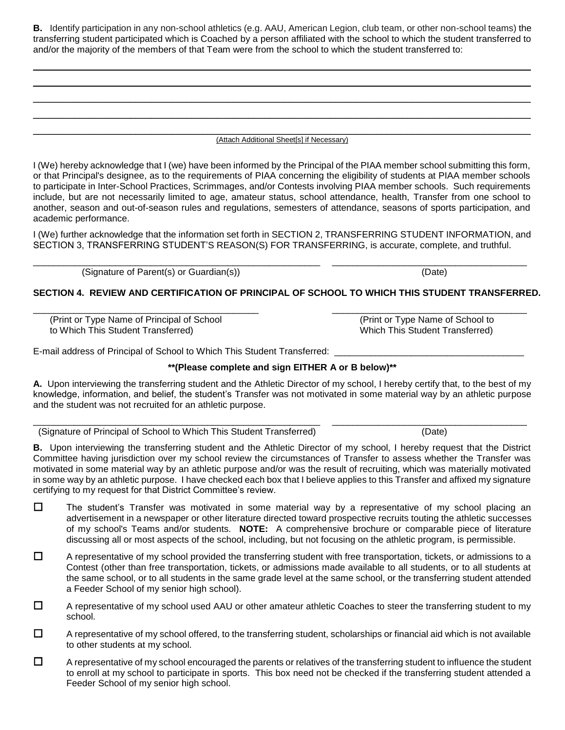**B.** Identify participation in any non-school athletics (e.g. AAU, American Legion, club team, or other non-school teams) the transferring student participated which is Coached by a person affiliated with the school to which the student transferred to and/or the majority of the members of that Team were from the school to which the student transferred to:

_______________________________________________________________________________________________

_______________________________________________________________________________________________

_______________________________________________________________________________________________

_______________________________________________________________________________________________

_______________________________________________________________________________________________

(Attach Additional Sheet[s] if Necessary)

I (We) hereby acknowledge that I (we) have been informed by the Principal of the PIAA member school submitting this form, or that Principal's designee, as to the requirements of PIAA concerning the eligibility of students at PIAA member schools to participate in Inter-School Practices, Scrimmages, and/or Contests involving PIAA member schools. Such requirements include, but are not necessarily limited to age, amateur status, school attendance, health, Transfer from one school to another, season and out-of-season rules and regulations, semesters of attendance, seasons of sports participation, and academic performance.

I (We) further acknowledge that the information set forth in SECTION 2, TRANSFERRING STUDENT INFORMATION, and SECTION 3, TRANSFERRING STUDENT'S REASON(S) FOR TRANSFERRING, is accurate, complete, and truthful.

_______________________________________________ _______________________________
(Signature of Parent(s) or Guardian(s)) (Date)

## SECTION 4. REVIEW AND CERTIFICATION OF PRINCIPAL OF SCHOOL TO WHICH THIS STUDENT TRANSFERRED.

_______________________________________________ _______________________________
(Print or Type Name of Principal of School to Which This Student Transferred) (Print or Type Name of School to Which This Student Transferred)

E-mail address of Principal of School to Which This Student Transferred: _______________________________

**\*\*(Please complete and sign EITHER A or B below)\*\***

**A.** Upon interviewing the transferring student and the Athletic Director of my school, I hereby certify that, to the best of my knowledge, information, and belief, the student's Transfer was not motivated in some material way by an athletic purpose and the student was not recruited for an athletic purpose.

_______________________________________________ _______________________________
(Signature of Principal of School to Which This Student Transferred) (Date)

**B.** Upon interviewing the transferring student and the Athletic Director of my school, I hereby request that the District Committee having jurisdiction over my school review the circumstances of Transfer to assess whether the Transfer was motivated in some material way by an athletic purpose and/or was the result of recruiting, which was materially motivated in some way by an athletic purpose. I have checked each box that I believe applies to this Transfer and affixed my signature certifying to my request for that District Committee's review.

- ☐ The student's Transfer was motivated in some material way by a representative of my school placing an advertisement in a newspaper or other literature directed toward prospective recruits touting the athletic successes of my school's Teams and/or students. **NOTE:** A comprehensive brochure or comparable piece of literature discussing all or most aspects of the school, including, but not focusing on the athletic program, is permissible.
- ☐ A representative of my school provided the transferring student with free transportation, tickets, or admissions to a Contest (other than free transportation, tickets, or admissions made available to all students, or to all students at the same school, or to all students in the same grade level at the same school, or the transferring student attended a Feeder School of my senior high school).
- ☐ A representative of my school used AAU or other amateur athletic Coaches to steer the transferring student to my school.
- ☐ A representative of my school offered, to the transferring student, scholarships or financial aid which is not available to other students at my school.
- ☐ A representative of my school encouraged the parents or relatives of the transferring student to influence the student to enroll at my school to participate in sports. This box need not be checked if the transferring student attended a Feeder School of my senior high school.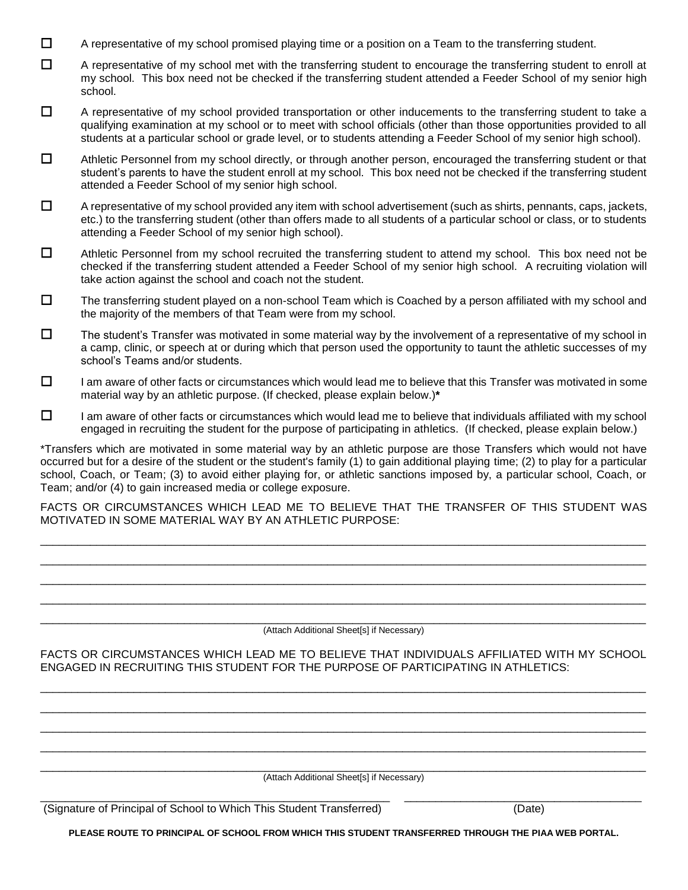- ☐ A representative of my school promised playing time or a position on a Team to the transferring student.
- ☐ A representative of my school met with the transferring student to encourage the transferring student to enroll at my school. This box need not be checked if the transferring student attended a Feeder School of my senior high school.
- ☐ A representative of my school provided transportation or other inducements to the transferring student to take a qualifying examination at my school or to meet with school officials (other than those opportunities provided to all students at a particular school or grade level, or to students attending a Feeder School of my senior high school).
- ☐ Athletic Personnel from my school directly, or through another person, encouraged the transferring student or that student's parents to have the student enroll at my school. This box need not be checked if the transferring student attended a Feeder School of my senior high school.
- ☐ A representative of my school provided any item with school advertisement (such as shirts, pennants, caps, jackets, etc.) to the transferring student (other than offers made to all students of a particular school or class, or to students attending a Feeder School of my senior high school).
- ☐ Athletic Personnel from my school recruited the transferring student to attend my school. This box need not be checked if the transferring student attended a Feeder School of my senior high school. A recruiting violation will take action against the school and coach not the student.
- ☐ The transferring student played on a non-school Team which is Coached by a person affiliated with my school and the majority of the members of that Team were from my school.
- ☐ The student's Transfer was motivated in some material way by the involvement of a representative of my school in a camp, clinic, or speech at or during which that person used the opportunity to taunt the athletic successes of my school's Teams and/or students.
- ☐ I am aware of other facts or circumstances which would lead me to believe that this Transfer was motivated in some material way by an athletic purpose. (If checked, please explain below.)*
- ☐ I am aware of other facts or circumstances which would lead me to believe that individuals affiliated with my school engaged in recruiting the student for the purpose of participating in athletics. (If checked, please explain below.)

*Transfers which are motivated in some material way by an athletic purpose are those Transfers which would not have occurred but for a desire of the student or the student's family (1) to gain additional playing time; (2) to play for a particular school, Coach, or Team; (3) to avoid either playing for, or athletic sanctions imposed by, a particular school, Coach, or Team; and/or (4) to gain increased media or college exposure.

FACTS OR CIRCUMSTANCES WHICH LEAD ME TO BELIEVE THAT THE TRANSFER OF THIS STUDENT WAS MOTIVATED IN SOME MATERIAL WAY BY AN ATHLETIC PURPOSE:

______________________________________________________________________________

______________________________________________________________________________

______________________________________________________________________________

______________________________________________________________________________

______________________________________________________________________________

(Attach Additional Sheet[s] if Necessary)

FACTS OR CIRCUMSTANCES WHICH LEAD ME TO BELIEVE THAT INDIVIDUALS AFFILIATED WITH MY SCHOOL ENGAGED IN RECRUITING THIS STUDENT FOR THE PURPOSE OF PARTICIPATING IN ATHLETICS:

______________________________________________________________________________

______________________________________________________________________________

______________________________________________________________________________

______________________________________________________________________________

______________________________________________________________________________

(Attach Additional Sheet[s] if Necessary)

_______________________________________________________ ________________________________

(Signature of Principal of School to Which This Student Transferred) (Date)

**PLEASE ROUTE TO PRINCIPAL OF SCHOOL FROM WHICH THIS STUDENT TRANSFERRED THROUGH THE PIAA WEB PORTAL.**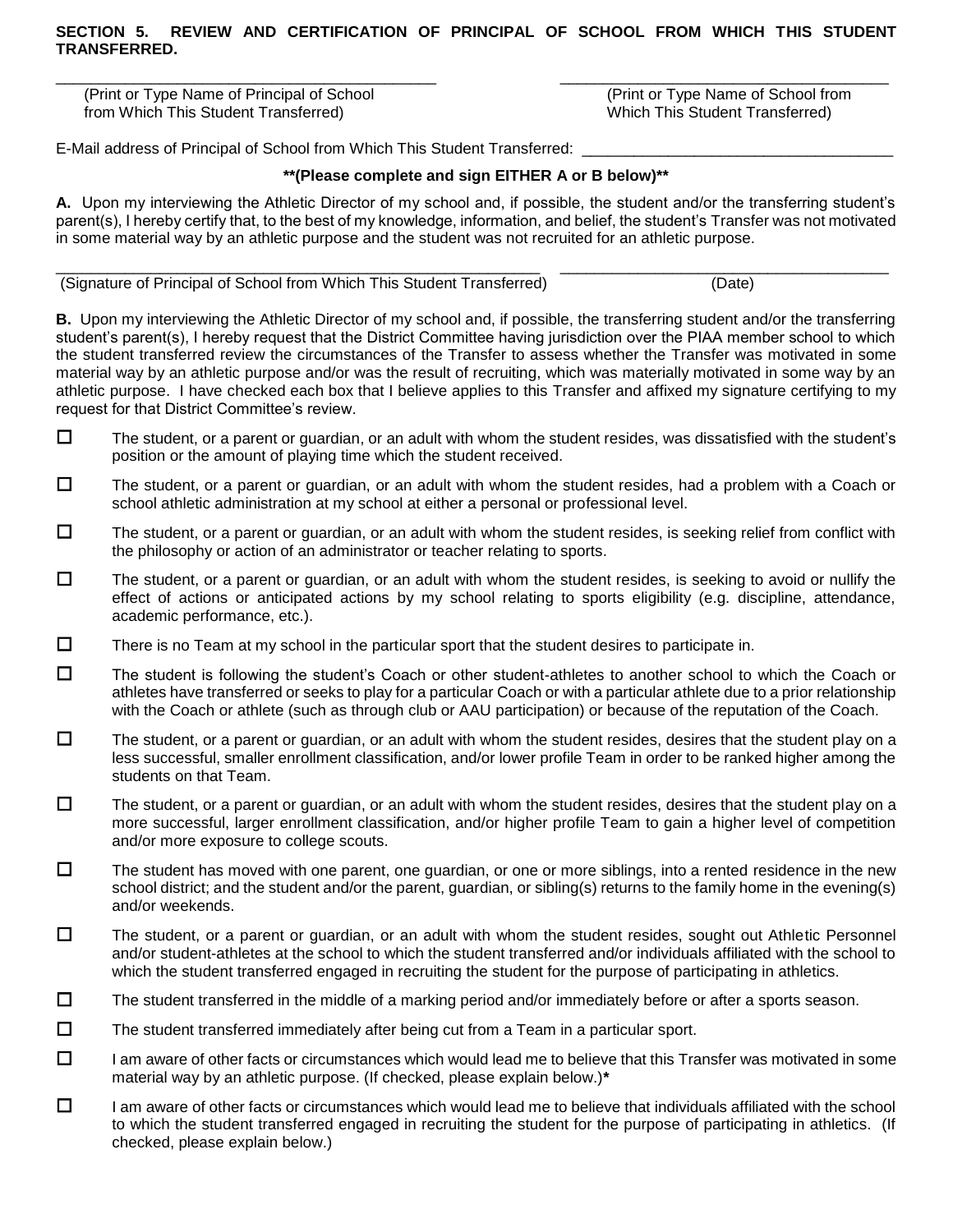**SECTION 5. REVIEW AND CERTIFICATION OF PRINCIPAL OF SCHOOL FROM WHICH THIS STUDENT TRANSFERRED.**

_______________________________________________ (Print or Type Name of Principal of School from Which This Student Transferred)

_______________________________________________ (Print or Type Name of School from Which This Student Transferred)

E-Mail address of Principal of School from Which This Student Transferred: ____________________________________

**\*\*(Please complete and sign EITHER A or B below)\*\***

**A.** Upon my interviewing the Athletic Director of my school and, if possible, the student and/or the transferring student's parent(s), I hereby certify that, to the best of my knowledge, information, and belief, the student's Transfer was not motivated in some material way by an athletic purpose and the student was not recruited for an athletic purpose.

____________________________________________________________ (Signature of Principal of School from Which This Student Transferred)

______________________________________ (Date)

**B.** Upon my interviewing the Athletic Director of my school and, if possible, the transferring student and/or the transferring student's parent(s), I hereby request that the District Committee having jurisdiction over the PIAA member school to which the student transferred review the circumstances of the Transfer to assess whether the Transfer was motivated in some material way by an athletic purpose and/or was the result of recruiting, which was materially motivated in some way by an athletic purpose. I have checked each box that I believe applies to this Transfer and affixed my signature certifying to my request for that District Committee's review.

- ☐ The student, or a parent or guardian, or an adult with whom the student resides, was dissatisfied with the student's position or the amount of playing time which the student received.
- ☐ The student, or a parent or guardian, or an adult with whom the student resides, had a problem with a Coach or school athletic administration at my school at either a personal or professional level.
- ☐ The student, or a parent or guardian, or an adult with whom the student resides, is seeking relief from conflict with the philosophy or action of an administrator or teacher relating to sports.
- ☐ The student, or a parent or guardian, or an adult with whom the student resides, is seeking to avoid or nullify the effect of actions or anticipated actions by my school relating to sports eligibility (e.g. discipline, attendance, academic performance, etc.).
- ☐ There is no Team at my school in the particular sport that the student desires to participate in.
- ☐ The student is following the student's Coach or other student-athletes to another school to which the Coach or athletes have transferred or seeks to play for a particular Coach or with a particular athlete due to a prior relationship with the Coach or athlete (such as through club or AAU participation) or because of the reputation of the Coach.
- ☐ The student, or a parent or guardian, or an adult with whom the student resides, desires that the student play on a less successful, smaller enrollment classification, and/or lower profile Team in order to be ranked higher among the students on that Team.
- ☐ The student, or a parent or guardian, or an adult with whom the student resides, desires that the student play on a more successful, larger enrollment classification, and/or higher profile Team to gain a higher level of competition and/or more exposure to college scouts.
- ☐ The student has moved with one parent, one guardian, or one or more siblings, into a rented residence in the new school district; and the student and/or the parent, guardian, or sibling(s) returns to the family home in the evening(s) and/or weekends.
- ☐ The student, or a parent or guardian, or an adult with whom the student resides, sought out Athletic Personnel and/or student-athletes at the school to which the student transferred and/or individuals affiliated with the school to which the student transferred engaged in recruiting the student for the purpose of participating in athletics.
- ☐ The student transferred in the middle of a marking period and/or immediately before or after a sports season.
- ☐ The student transferred immediately after being cut from a Team in a particular sport.
- ☐ I am aware of other facts or circumstances which would lead me to believe that this Transfer was motivated in some material way by an athletic purpose. (If checked, please explain below.)**\***
- ☐ I am aware of other facts or circumstances which would lead me to believe that individuals affiliated with the school to which the student transferred engaged in recruiting the student for the purpose of participating in athletics. (If checked, please explain below.)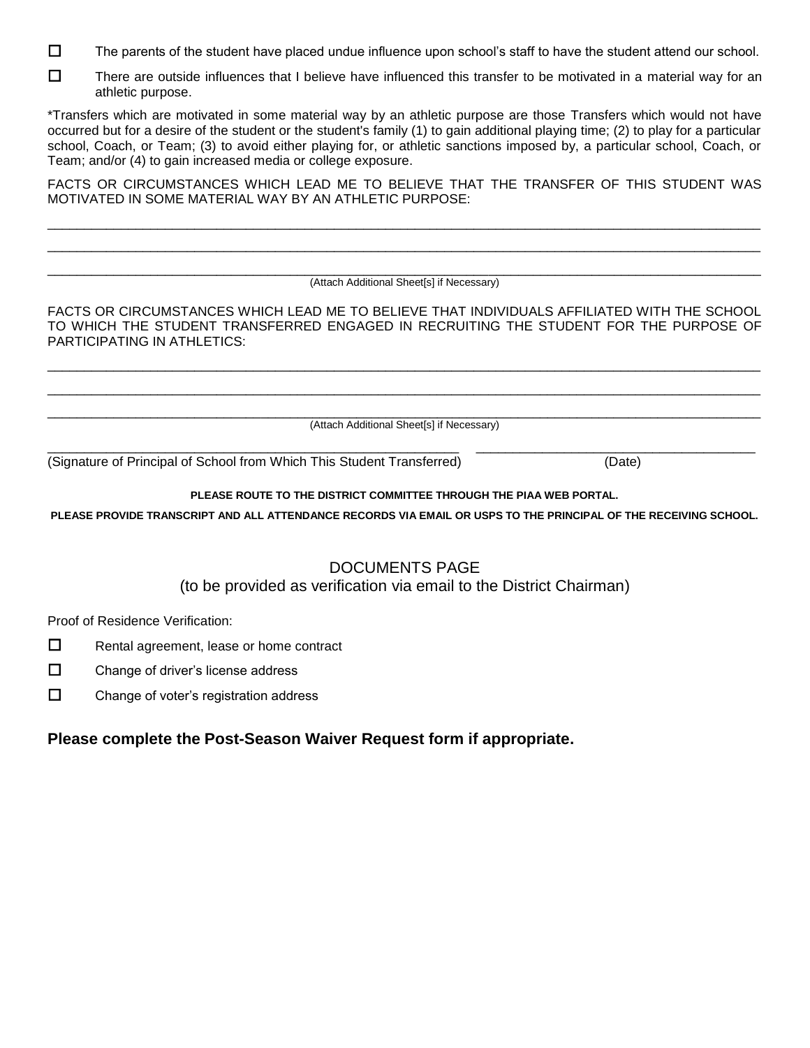- ☐ The parents of the student have placed undue influence upon school's staff to have the student attend our school.
- ☐ There are outside influences that I believe have influenced this transfer to be motivated in a material way for an athletic purpose.

*Transfers which are motivated in some material way by an athletic purpose are those Transfers which would not have occurred but for a desire of the student or the student's family (1) to gain additional playing time; (2) to play for a particular school, Coach, or Team; (3) to avoid either playing for, or athletic sanctions imposed by, a particular school, Coach, or Team; and/or (4) to gain increased media or college exposure.

FACTS OR CIRCUMSTANCES WHICH LEAD ME TO BELIEVE THAT THE TRANSFER OF THIS STUDENT WAS MOTIVATED IN SOME MATERIAL WAY BY AN ATHLETIC PURPOSE:

______________________________________________________________________________

______________________________________________________________________________

______________________________________________________________________________
(Attach Additional Sheet[s] if Necessary)

FACTS OR CIRCUMSTANCES WHICH LEAD ME TO BELIEVE THAT INDIVIDUALS AFFILIATED WITH THE SCHOOL TO WHICH THE STUDENT TRANSFERRED ENGAGED IN RECRUITING THE STUDENT FOR THE PURPOSE OF PARTICIPATING IN ATHLETICS:

______________________________________________________________________________

______________________________________________________________________________

______________________________________________________________________________
(Attach Additional Sheet[s] if Necessary)

______________________________________________ ______________________________
(Signature of Principal of School from Which This Student Transferred) (Date)

**PLEASE ROUTE TO THE DISTRICT COMMITTEE THROUGH THE PIAA WEB PORTAL.**

**PLEASE PROVIDE TRANSCRIPT AND ALL ATTENDANCE RECORDS VIA EMAIL OR USPS TO THE PRINCIPAL OF THE RECEIVING SCHOOL.**

## DOCUMENTS PAGE
(to be provided as verification via email to the District Chairman)

Proof of Residence Verification:

- ☐ Rental agreement, lease or home contract
- ☐ Change of driver's license address
- ☐ Change of voter's registration address

**Please complete the Post-Season Waiver Request form if appropriate.**